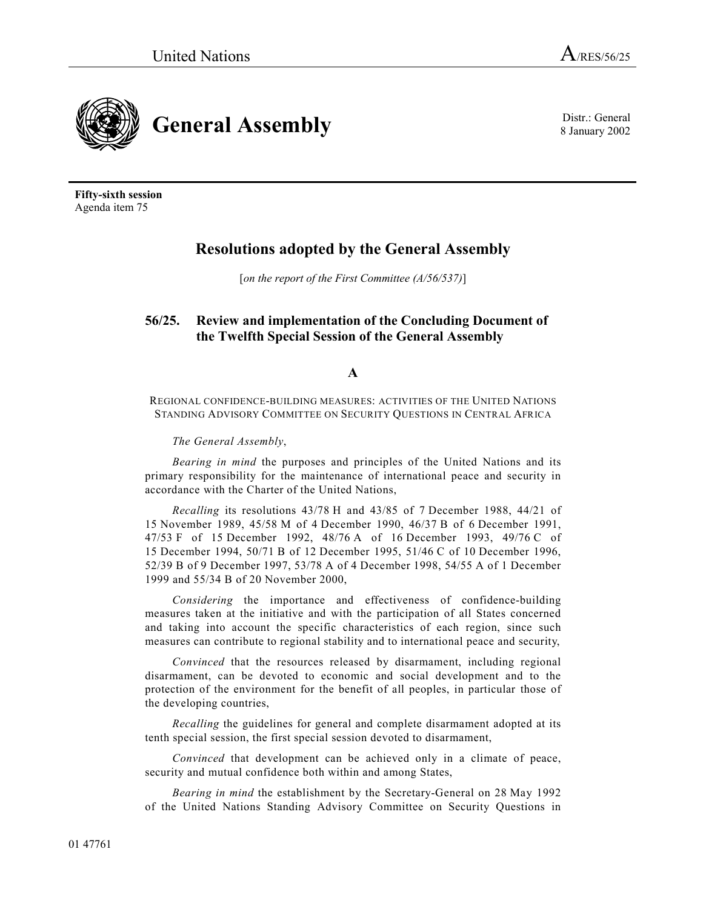United Nations A/RES/56/25

# General Assembly

Distr.: General
8 January 2002

**Fifty-sixth session**
Agenda item 75

## Resolutions adopted by the General Assembly

[*on the report of the First Committee (A/56/537)*]

## 56/25. Review and implementation of the Concluding Document of the Twelfth Special Session of the General Assembly

### A

REGIONAL CONFIDENCE-BUILDING MEASURES: ACTIVITIES OF THE UNITED NATIONS STANDING ADVISORY COMMITTEE ON SECURITY QUESTIONS IN CENTRAL AFRICA

*The General Assembly*,

*Bearing in mind* the purposes and principles of the United Nations and its primary responsibility for the maintenance of international peace and security in accordance with the Charter of the United Nations,

*Recalling* its resolutions 43/78 H and 43/85 of 7 December 1988, 44/21 of 15 November 1989, 45/58 M of 4 December 1990, 46/37 B of 6 December 1991, 47/53 F of 15 December 1992, 48/76 A of 16 December 1993, 49/76 C of 15 December 1994, 50/71 B of 12 December 1995, 51/46 C of 10 December 1996, 52/39 B of 9 December 1997, 53/78 A of 4 December 1998, 54/55 A of 1 December 1999 and 55/34 B of 20 November 2000,

*Considering* the importance and effectiveness of confidence-building measures taken at the initiative and with the participation of all States concerned and taking into account the specific characteristics of each region, since such measures can contribute to regional stability and to international peace and security,

*Convinced* that the resources released by disarmament, including regional disarmament, can be devoted to economic and social development and to the protection of the environment for the benefit of all peoples, in particular those of the developing countries,

*Recalling* the guidelines for general and complete disarmament adopted at its tenth special session, the first special session devoted to disarmament,

*Convinced* that development can be achieved only in a climate of peace, security and mutual confidence both within and among States,

*Bearing in mind* the establishment by the Secretary-General on 28 May 1992 of the United Nations Standing Advisory Committee on Security Questions in

01 47761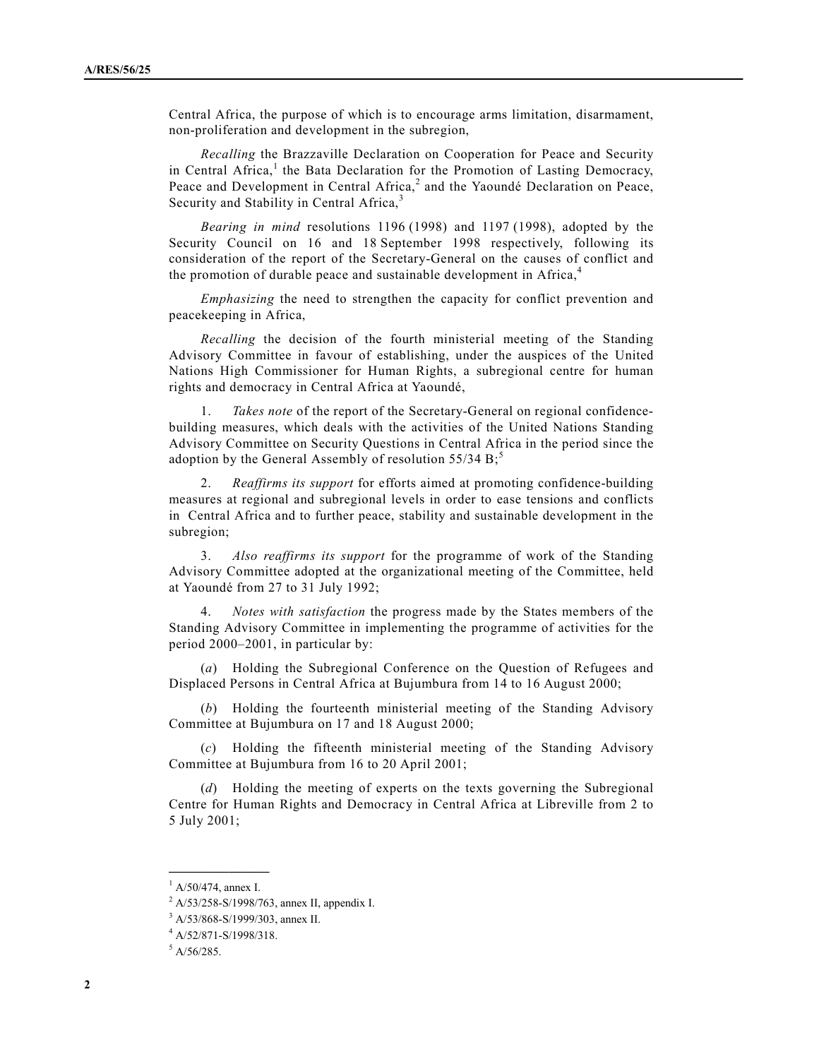Central Africa, the purpose of which is to encourage arms limitation, disarmament, non-proliferation and development in the subregion,

*Recalling* the Brazzaville Declaration on Cooperation for Peace and Security in Central Africa,[1] the Bata Declaration for the Promotion of Lasting Democracy, Peace and Development in Central Africa,[2] and the Yaoundé Declaration on Peace, Security and Stability in Central Africa,[3]

*Bearing in mind* resolutions 1196 (1998) and 1197 (1998), adopted by the Security Council on 16 and 18 September 1998 respectively, following its consideration of the report of the Secretary-General on the causes of conflict and the promotion of durable peace and sustainable development in Africa,[4]

*Emphasizing* the need to strengthen the capacity for conflict prevention and peacekeeping in Africa,

*Recalling* the decision of the fourth ministerial meeting of the Standing Advisory Committee in favour of establishing, under the auspices of the United Nations High Commissioner for Human Rights, a subregional centre for human rights and democracy in Central Africa at Yaoundé,

1. *Takes note* of the report of the Secretary-General on regional confidence-building measures, which deals with the activities of the United Nations Standing Advisory Committee on Security Questions in Central Africa in the period since the adoption by the General Assembly of resolution 55/34 B;[5]

2. *Reaffirms its support* for efforts aimed at promoting confidence-building measures at regional and subregional levels in order to ease tensions and conflicts in Central Africa and to further peace, stability and sustainable development in the subregion;

3. *Also reaffirms its support* for the programme of work of the Standing Advisory Committee adopted at the organizational meeting of the Committee, held at Yaoundé from 27 to 31 July 1992;

4. *Notes with satisfaction* the progress made by the States members of the Standing Advisory Committee in implementing the programme of activities for the period 2000–2001, in particular by:

(*a*) Holding the Subregional Conference on the Question of Refugees and Displaced Persons in Central Africa at Bujumbura from 14 to 16 August 2000;

(*b*) Holding the fourteenth ministerial meeting of the Standing Advisory Committee at Bujumbura on 17 and 18 August 2000;

(*c*) Holding the fifteenth ministerial meeting of the Standing Advisory Committee at Bujumbura from 16 to 20 April 2001;

(*d*) Holding the meeting of experts on the texts governing the Subregional Centre for Human Rights and Democracy in Central Africa at Libreville from 2 to 5 July 2001;

---

[1] A/50/474, annex I.

[2] A/53/258-S/1998/763, annex II, appendix I.

[3] A/53/868-S/1999/303, annex II.

[4] A/52/871-S/1998/318.

[5] A/56/285.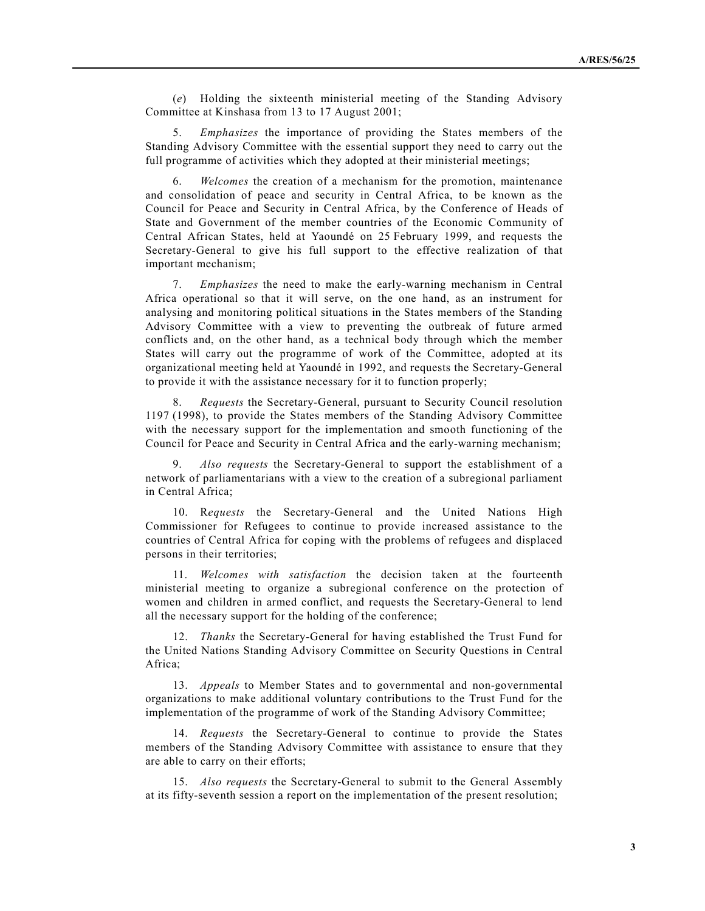(*e*) Holding the sixteenth ministerial meeting of the Standing Advisory Committee at Kinshasa from 13 to 17 August 2001;

5. *Emphasizes* the importance of providing the States members of the Standing Advisory Committee with the essential support they need to carry out the full programme of activities which they adopted at their ministerial meetings;

6. *Welcomes* the creation of a mechanism for the promotion, maintenance and consolidation of peace and security in Central Africa, to be known as the Council for Peace and Security in Central Africa, by the Conference of Heads of State and Government of the member countries of the Economic Community of Central African States, held at Yaoundé on 25 February 1999, and requests the Secretary-General to give his full support to the effective realization of that important mechanism;

7. *Emphasizes* the need to make the early-warning mechanism in Central Africa operational so that it will serve, on the one hand, as an instrument for analysing and monitoring political situations in the States members of the Standing Advisory Committee with a view to preventing the outbreak of future armed conflicts and, on the other hand, as a technical body through which the member States will carry out the programme of work of the Committee, adopted at its organizational meeting held at Yaoundé in 1992, and requests the Secretary-General to provide it with the assistance necessary for it to function properly;

8. *Requests* the Secretary-General, pursuant to Security Council resolution 1197 (1998), to provide the States members of the Standing Advisory Committee with the necessary support for the implementation and smooth functioning of the Council for Peace and Security in Central Africa and the early-warning mechanism;

9. *Also requests* the Secretary-General to support the establishment of a network of parliamentarians with a view to the creation of a subregional parliament in Central Africa;

10. R*equests* the Secretary-General and the United Nations High Commissioner for Refugees to continue to provide increased assistance to the countries of Central Africa for coping with the problems of refugees and displaced persons in their territories;

11. *Welcomes with satisfaction* the decision taken at the fourteenth ministerial meeting to organize a subregional conference on the protection of women and children in armed conflict, and requests the Secretary-General to lend all the necessary support for the holding of the conference;

12. *Thanks* the Secretary-General for having established the Trust Fund for the United Nations Standing Advisory Committee on Security Questions in Central Africa;

13. *Appeals* to Member States and to governmental and non-governmental organizations to make additional voluntary contributions to the Trust Fund for the implementation of the programme of work of the Standing Advisory Committee;

14. *Requests* the Secretary-General to continue to provide the States members of the Standing Advisory Committee with assistance to ensure that they are able to carry on their efforts;

15. *Also requests* the Secretary-General to submit to the General Assembly at its fifty-seventh session a report on the implementation of the present resolution;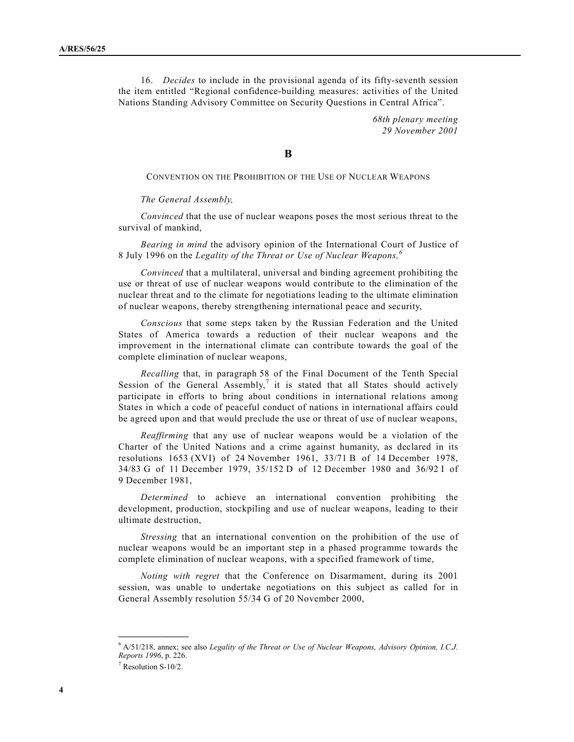16. *Decides* to include in the provisional agenda of its fifty-seventh session the item entitled "Regional confidence-building measures: activities of the United Nations Standing Advisory Committee on Security Questions in Central Africa".

*68th plenary meeting*
*29 November 2001*

## B

### CONVENTION ON THE PROHIBITION OF THE USE OF NUCLEAR WEAPONS

*The General Assembly,*

*Convinced* that the use of nuclear weapons poses the most serious threat to the survival of mankind,

*Bearing in mind* the advisory opinion of the International Court of Justice of 8 July 1996 on the *Legality of the Threat or Use of Nuclear Weapons,*[6]

*Convinced* that a multilateral, universal and binding agreement prohibiting the use or threat of use of nuclear weapons would contribute to the elimination of the nuclear threat and to the climate for negotiations leading to the ultimate elimination of nuclear weapons, thereby strengthening international peace and security,

*Conscious* that some steps taken by the Russian Federation and the United States of America towards a reduction of their nuclear weapons and the improvement in the international climate can contribute towards the goal of the complete elimination of nuclear weapons,

*Recalling* that, in paragraph 58 of the Final Document of the Tenth Special Session of the General Assembly,[7] it is stated that all States should actively participate in efforts to bring about conditions in international relations among States in which a code of peaceful conduct of nations in international affairs could be agreed upon and that would preclude the use or threat of use of nuclear weapons,

*Reaffirming* that any use of nuclear weapons would be a violation of the Charter of the United Nations and a crime against humanity, as declared in its resolutions 1653 (XVI) of 24 November 1961, 33/71 B of 14 December 1978, 34/83 G of 11 December 1979, 35/152 D of 12 December 1980 and 36/92 I of 9 December 1981,

*Determined* to achieve an international convention prohibiting the development, production, stockpiling and use of nuclear weapons, leading to their ultimate destruction,

*Stressing* that an international convention on the prohibition of the use of nuclear weapons would be an important step in a phased programme towards the complete elimination of nuclear weapons, with a specified framework of time,

*Noting with regret* that the Conference on Disarmament, during its 2001 session, was unable to undertake negotiations on this subject as called for in General Assembly resolution 55/34 G of 20 November 2000,

---

[6] A/51/218, annex; see also *Legality of the Threat or Use of Nuclear Weapons, Advisory Opinion, I.C.J. Reports 1996*, p. 226.

[7] Resolution S-10/2.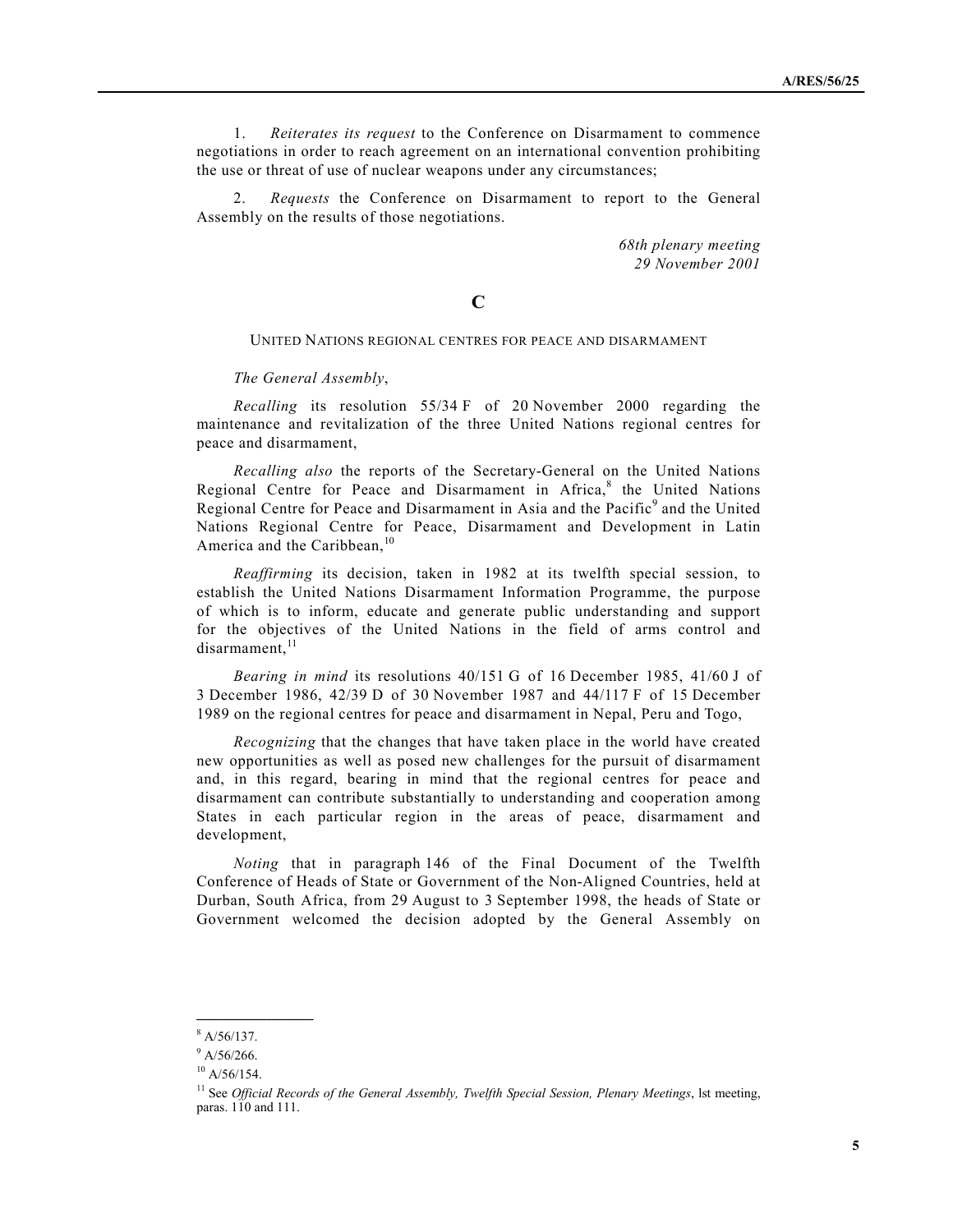1. *Reiterates its request* to the Conference on Disarmament to commence negotiations in order to reach agreement on an international convention prohibiting the use or threat of use of nuclear weapons under any circumstances;

2. *Requests* the Conference on Disarmament to report to the General Assembly on the results of those negotiations.

*68th plenary meeting*
*29 November 2001*

## C

### UNITED NATIONS REGIONAL CENTRES FOR PEACE AND DISARMAMENT

*The General Assembly*,

*Recalling* its resolution 55/34 F of 20 November 2000 regarding the maintenance and revitalization of the three United Nations regional centres for peace and disarmament,

*Recalling also* the reports of the Secretary-General on the United Nations Regional Centre for Peace and Disarmament in Africa,[8] the United Nations Regional Centre for Peace and Disarmament in Asia and the Pacific[9] and the United Nations Regional Centre for Peace, Disarmament and Development in Latin America and the Caribbean,[10]

*Reaffirming* its decision, taken in 1982 at its twelfth special session, to establish the United Nations Disarmament Information Programme, the purpose of which is to inform, educate and generate public understanding and support for the objectives of the United Nations in the field of arms control and disarmament,[11]

*Bearing in mind* its resolutions 40/151 G of 16 December 1985, 41/60 J of 3 December 1986, 42/39 D of 30 November 1987 and 44/117 F of 15 December 1989 on the regional centres for peace and disarmament in Nepal, Peru and Togo,

*Recognizing* that the changes that have taken place in the world have created new opportunities as well as posed new challenges for the pursuit of disarmament and, in this regard, bearing in mind that the regional centres for peace and disarmament can contribute substantially to understanding and cooperation among States in each particular region in the areas of peace, disarmament and development,

*Noting* that in paragraph 146 of the Final Document of the Twelfth Conference of Heads of State or Government of the Non-Aligned Countries, held at Durban, South Africa, from 29 August to 3 September 1998, the heads of State or Government welcomed the decision adopted by the General Assembly on

---

[8] A/56/137.

[9] A/56/266.

[10] A/56/154.

[11] See *Official Records of the General Assembly, Twelfth Special Session, Plenary Meetings*, lst meeting, paras. 110 and 111.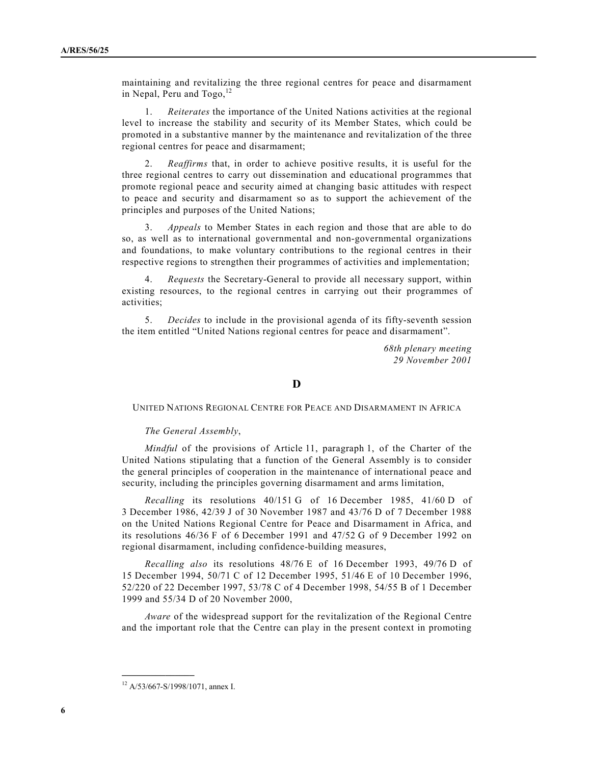maintaining and revitalizing the three regional centres for peace and disarmament in Nepal, Peru and Togo,[12]

1. *Reiterates* the importance of the United Nations activities at the regional level to increase the stability and security of its Member States, which could be promoted in a substantive manner by the maintenance and revitalization of the three regional centres for peace and disarmament;

2. *Reaffirms* that, in order to achieve positive results, it is useful for the three regional centres to carry out dissemination and educational programmes that promote regional peace and security aimed at changing basic attitudes with respect to peace and security and disarmament so as to support the achievement of the principles and purposes of the United Nations;

3. *Appeals* to Member States in each region and those that are able to do so, as well as to international governmental and non-governmental organizations and foundations, to make voluntary contributions to the regional centres in their respective regions to strengthen their programmes of activities and implementation;

4. *Requests* the Secretary-General to provide all necessary support, within existing resources, to the regional centres in carrying out their programmes of activities;

5. *Decides* to include in the provisional agenda of its fifty-seventh session the item entitled "United Nations regional centres for peace and disarmament".

*68th plenary meeting*
*29 November 2001*

## D

### United Nations Regional Centre for Peace and Disarmament in Africa

*The General Assembly*,

*Mindful* of the provisions of Article 11, paragraph 1, of the Charter of the United Nations stipulating that a function of the General Assembly is to consider the general principles of cooperation in the maintenance of international peace and security, including the principles governing disarmament and arms limitation,

*Recalling* its resolutions 40/151 G of 16 December 1985, 41/60 D of 3 December 1986, 42/39 J of 30 November 1987 and 43/76 D of 7 December 1988 on the United Nations Regional Centre for Peace and Disarmament in Africa, and its resolutions 46/36 F of 6 December 1991 and 47/52 G of 9 December 1992 on regional disarmament, including confidence-building measures,

*Recalling also* its resolutions 48/76 E of 16 December 1993, 49/76 D of 15 December 1994, 50/71 C of 12 December 1995, 51/46 E of 10 December 1996, 52/220 of 22 December 1997, 53/78 C of 4 December 1998, 54/55 B of 1 December 1999 and 55/34 D of 20 November 2000,

*Aware* of the widespread support for the revitalization of the Regional Centre and the important role that the Centre can play in the present context in promoting

---

[12] A/53/667-S/1998/1071, annex I.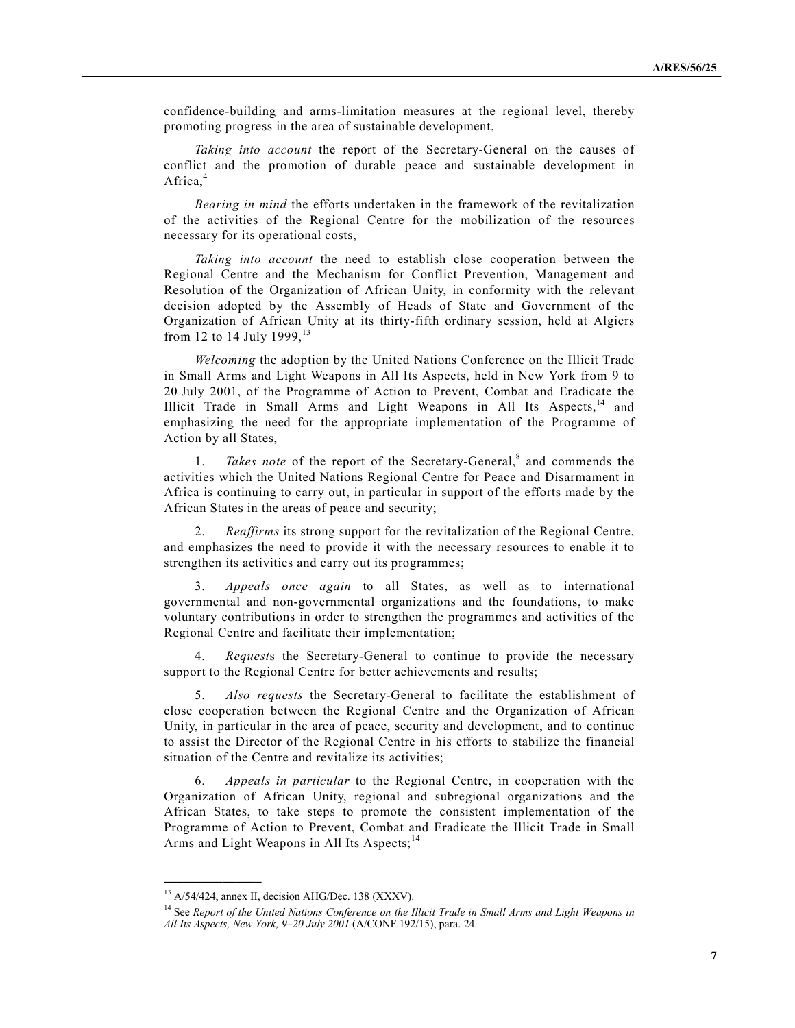confidence-building and arms-limitation measures at the regional level, thereby promoting progress in the area of sustainable development,

*Taking into account* the report of the Secretary-General on the causes of conflict and the promotion of durable peace and sustainable development in Africa,[4]

*Bearing in mind* the efforts undertaken in the framework of the revitalization of the activities of the Regional Centre for the mobilization of the resources necessary for its operational costs,

*Taking into account* the need to establish close cooperation between the Regional Centre and the Mechanism for Conflict Prevention, Management and Resolution of the Organization of African Unity, in conformity with the relevant decision adopted by the Assembly of Heads of State and Government of the Organization of African Unity at its thirty-fifth ordinary session, held at Algiers from 12 to 14 July 1999,[13]

*Welcoming* the adoption by the United Nations Conference on the Illicit Trade in Small Arms and Light Weapons in All Its Aspects, held in New York from 9 to 20 July 2001, of the Programme of Action to Prevent, Combat and Eradicate the Illicit Trade in Small Arms and Light Weapons in All Its Aspects,[14] and emphasizing the need for the appropriate implementation of the Programme of Action by all States,

1. *Takes note* of the report of the Secretary-General,[8] and commends the activities which the United Nations Regional Centre for Peace and Disarmament in Africa is continuing to carry out, in particular in support of the efforts made by the African States in the areas of peace and security;

2. *Reaffirms* its strong support for the revitalization of the Regional Centre, and emphasizes the need to provide it with the necessary resources to enable it to strengthen its activities and carry out its programmes;

3. *Appeals once again* to all States, as well as to international governmental and non-governmental organizations and the foundations, to make voluntary contributions in order to strengthen the programmes and activities of the Regional Centre and facilitate their implementation;

4. *Requests* the Secretary-General to continue to provide the necessary support to the Regional Centre for better achievements and results;

5. *Also requests* the Secretary-General to facilitate the establishment of close cooperation between the Regional Centre and the Organization of African Unity, in particular in the area of peace, security and development, and to continue to assist the Director of the Regional Centre in his efforts to stabilize the financial situation of the Centre and revitalize its activities;

6. *Appeals in particular* to the Regional Centre, in cooperation with the Organization of African Unity, regional and subregional organizations and the African States, to take steps to promote the consistent implementation of the Programme of Action to Prevent, Combat and Eradicate the Illicit Trade in Small Arms and Light Weapons in All Its Aspects;[14]

---

[13] A/54/424, annex II, decision AHG/Dec. 138 (XXXV).

[14] See *Report of the United Nations Conference on the Illicit Trade in Small Arms and Light Weapons in All Its Aspects, New York, 9–20 July 2001* (A/CONF.192/15), para. 24.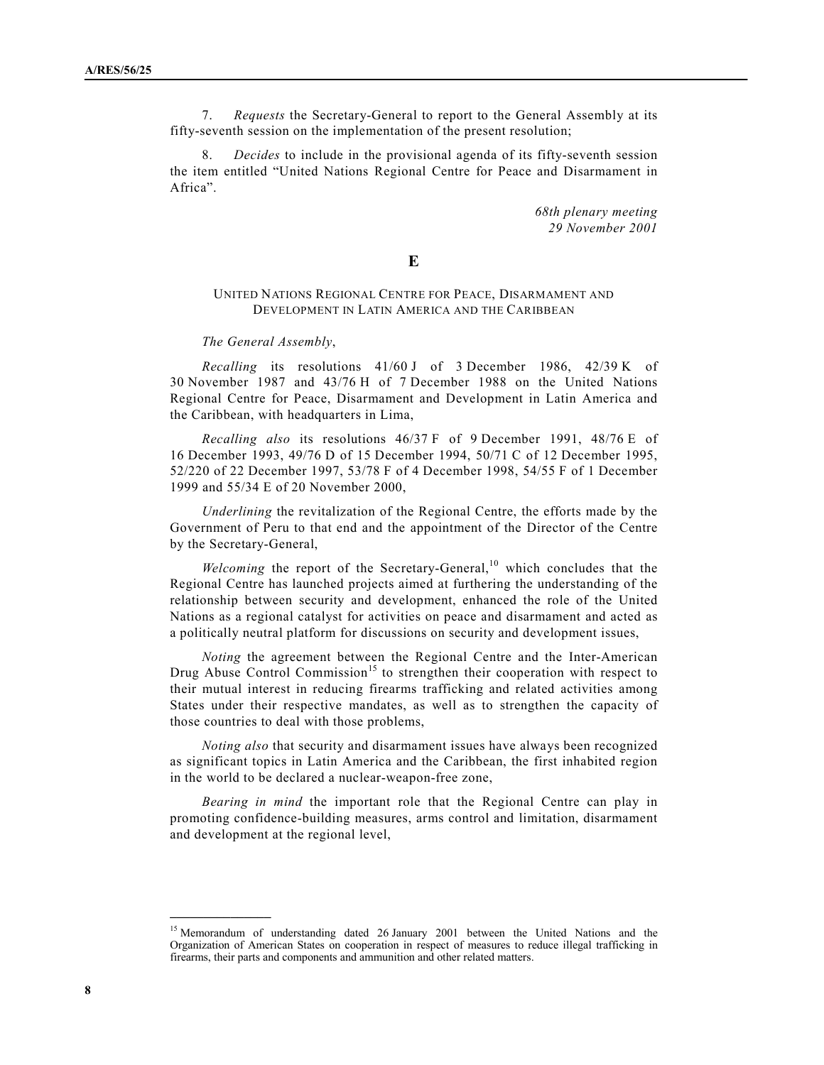7. *Requests* the Secretary-General to report to the General Assembly at its fifty-seventh session on the implementation of the present resolution;

8. *Decides* to include in the provisional agenda of its fifty-seventh session the item entitled "United Nations Regional Centre for Peace and Disarmament in Africa".

*68th plenary meeting*
*29 November 2001*

## E

### United Nations Regional Centre for Peace, Disarmament and Development in Latin America and the Caribbean

*The General Assembly*,

*Recalling* its resolutions 41/60 J of 3 December 1986, 42/39 K of 30 November 1987 and 43/76 H of 7 December 1988 on the United Nations Regional Centre for Peace, Disarmament and Development in Latin America and the Caribbean, with headquarters in Lima,

*Recalling also* its resolutions 46/37 F of 9 December 1991, 48/76 E of 16 December 1993, 49/76 D of 15 December 1994, 50/71 C of 12 December 1995, 52/220 of 22 December 1997, 53/78 F of 4 December 1998, 54/55 F of 1 December 1999 and 55/34 E of 20 November 2000,

*Underlining* the revitalization of the Regional Centre, the efforts made by the Government of Peru to that end and the appointment of the Director of the Centre by the Secretary-General,

*Welcoming* the report of the Secretary-General,[10] which concludes that the Regional Centre has launched projects aimed at furthering the understanding of the relationship between security and development, enhanced the role of the United Nations as a regional catalyst for activities on peace and disarmament and acted as a politically neutral platform for discussions on security and development issues,

*Noting* the agreement between the Regional Centre and the Inter-American Drug Abuse Control Commission[15] to strengthen their cooperation with respect to their mutual interest in reducing firearms trafficking and related activities among States under their respective mandates, as well as to strengthen the capacity of those countries to deal with those problems,

*Noting also* that security and disarmament issues have always been recognized as significant topics in Latin America and the Caribbean, the first inhabited region in the world to be declared a nuclear-weapon-free zone,

*Bearing in mind* the important role that the Regional Centre can play in promoting confidence-building measures, arms control and limitation, disarmament and development at the regional level,

---

[15] Memorandum of understanding dated 26 January 2001 between the United Nations and the Organization of American States on cooperation in respect of measures to reduce illegal trafficking in firearms, their parts and components and ammunition and other related matters.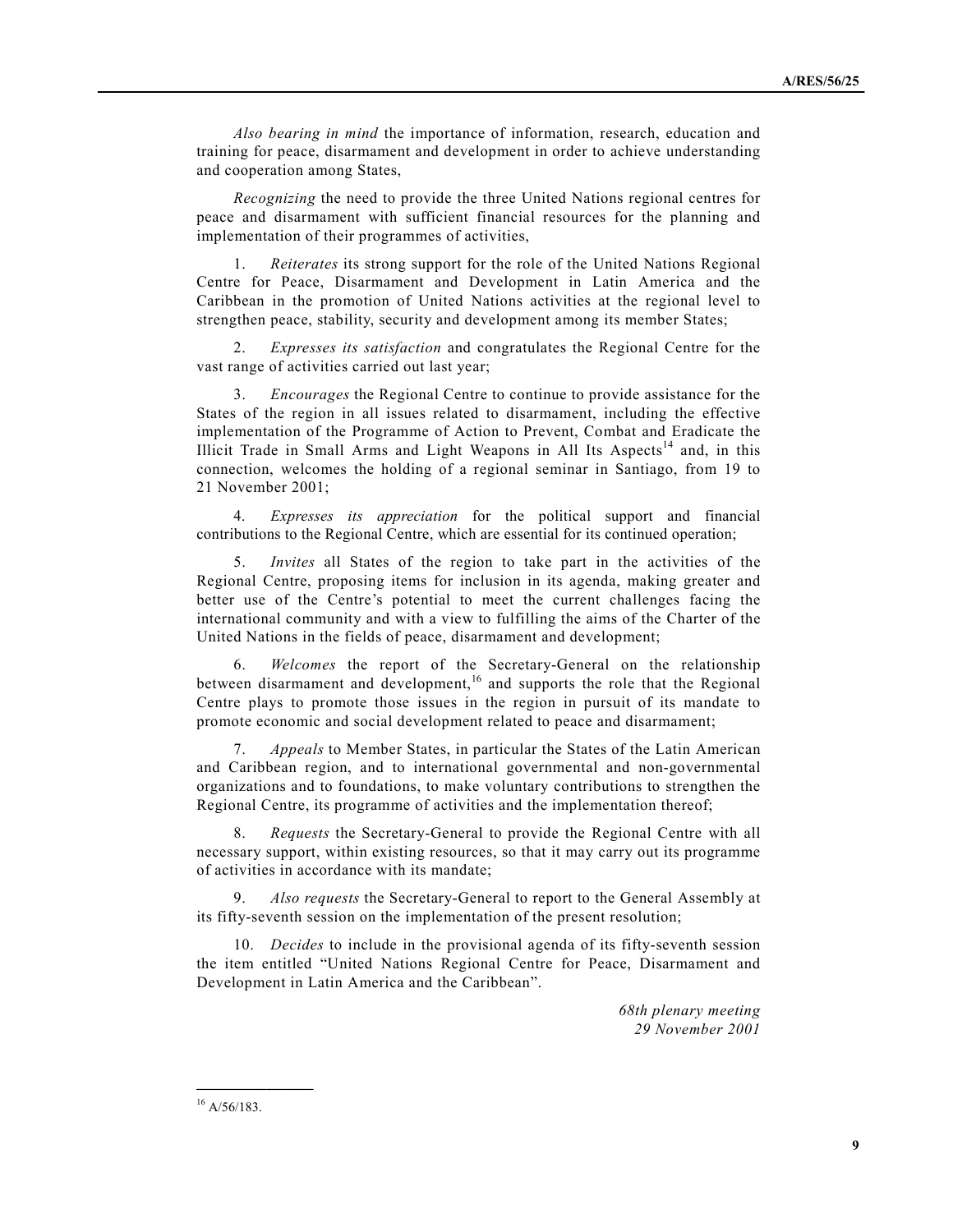*Also bearing in mind* the importance of information, research, education and training for peace, disarmament and development in order to achieve understanding and cooperation among States,

*Recognizing* the need to provide the three United Nations regional centres for peace and disarmament with sufficient financial resources for the planning and implementation of their programmes of activities,

1. *Reiterates* its strong support for the role of the United Nations Regional Centre for Peace, Disarmament and Development in Latin America and the Caribbean in the promotion of United Nations activities at the regional level to strengthen peace, stability, security and development among its member States;

2. *Expresses its satisfaction* and congratulates the Regional Centre for the vast range of activities carried out last year;

3. *Encourages* the Regional Centre to continue to provide assistance for the States of the region in all issues related to disarmament, including the effective implementation of the Programme of Action to Prevent, Combat and Eradicate the Illicit Trade in Small Arms and Light Weapons in All Its Aspects[14] and, in this connection, welcomes the holding of a regional seminar in Santiago, from 19 to 21 November 2001;

4. *Expresses its appreciation* for the political support and financial contributions to the Regional Centre, which are essential for its continued operation;

5. *Invites* all States of the region to take part in the activities of the Regional Centre, proposing items for inclusion in its agenda, making greater and better use of the Centre's potential to meet the current challenges facing the international community and with a view to fulfilling the aims of the Charter of the United Nations in the fields of peace, disarmament and development;

6. *Welcomes* the report of the Secretary-General on the relationship between disarmament and development,[16] and supports the role that the Regional Centre plays to promote those issues in the region in pursuit of its mandate to promote economic and social development related to peace and disarmament;

7. *Appeals* to Member States, in particular the States of the Latin American and Caribbean region, and to international governmental and non-governmental organizations and to foundations, to make voluntary contributions to strengthen the Regional Centre, its programme of activities and the implementation thereof;

8. *Requests* the Secretary-General to provide the Regional Centre with all necessary support, within existing resources, so that it may carry out its programme of activities in accordance with its mandate;

9. *Also requests* the Secretary-General to report to the General Assembly at its fifty-seventh session on the implementation of the present resolution;

10. *Decides* to include in the provisional agenda of its fifty-seventh session the item entitled "United Nations Regional Centre for Peace, Disarmament and Development in Latin America and the Caribbean".

*68th plenary meeting*
*29 November 2001*

---

[16] A/56/183.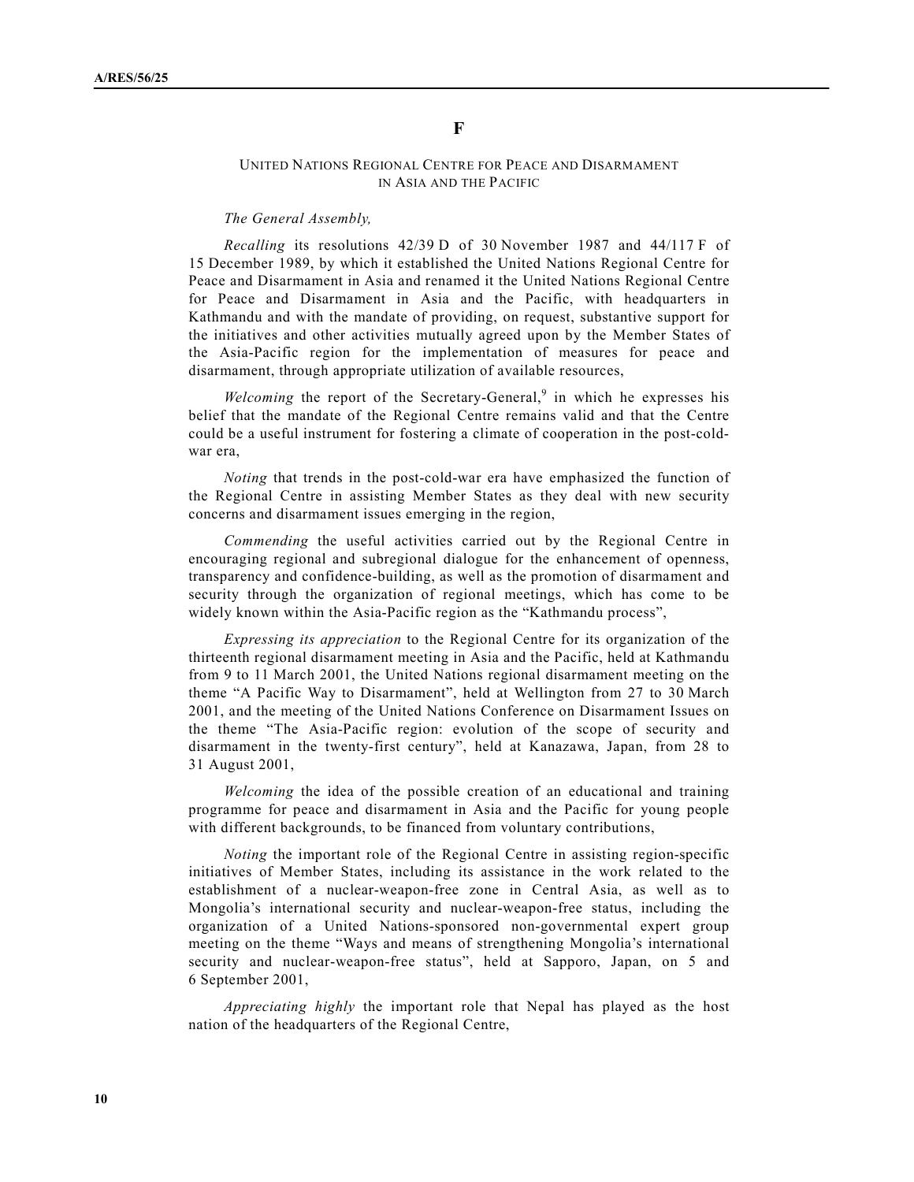## F

### United Nations Regional Centre for Peace and Disarmament in Asia and the Pacific

*The General Assembly,*

*Recalling* its resolutions 42/39 D of 30 November 1987 and 44/117 F of 15 December 1989, by which it established the United Nations Regional Centre for Peace and Disarmament in Asia and renamed it the United Nations Regional Centre for Peace and Disarmament in Asia and the Pacific, with headquarters in Kathmandu and with the mandate of providing, on request, substantive support for the initiatives and other activities mutually agreed upon by the Member States of the Asia-Pacific region for the implementation of measures for peace and disarmament, through appropriate utilization of available resources,

*Welcoming* the report of the Secretary-General,[9] in which he expresses his belief that the mandate of the Regional Centre remains valid and that the Centre could be a useful instrument for fostering a climate of cooperation in the post-cold-war era,

*Noting* that trends in the post-cold-war era have emphasized the function of the Regional Centre in assisting Member States as they deal with new security concerns and disarmament issues emerging in the region,

*Commending* the useful activities carried out by the Regional Centre in encouraging regional and subregional dialogue for the enhancement of openness, transparency and confidence-building, as well as the promotion of disarmament and security through the organization of regional meetings, which has come to be widely known within the Asia-Pacific region as the "Kathmandu process",

*Expressing its appreciation* to the Regional Centre for its organization of the thirteenth regional disarmament meeting in Asia and the Pacific, held at Kathmandu from 9 to 11 March 2001, the United Nations regional disarmament meeting on the theme "A Pacific Way to Disarmament", held at Wellington from 27 to 30 March 2001, and the meeting of the United Nations Conference on Disarmament Issues on the theme "The Asia-Pacific region: evolution of the scope of security and disarmament in the twenty-first century", held at Kanazawa, Japan, from 28 to 31 August 2001,

*Welcoming* the idea of the possible creation of an educational and training programme for peace and disarmament in Asia and the Pacific for young people with different backgrounds, to be financed from voluntary contributions,

*Noting* the important role of the Regional Centre in assisting region-specific initiatives of Member States, including its assistance in the work related to the establishment of a nuclear-weapon-free zone in Central Asia, as well as to Mongolia's international security and nuclear-weapon-free status, including the organization of a United Nations-sponsored non-governmental expert group meeting on the theme "Ways and means of strengthening Mongolia's international security and nuclear-weapon-free status", held at Sapporo, Japan, on 5 and 6 September 2001,

*Appreciating highly* the important role that Nepal has played as the host nation of the headquarters of the Regional Centre,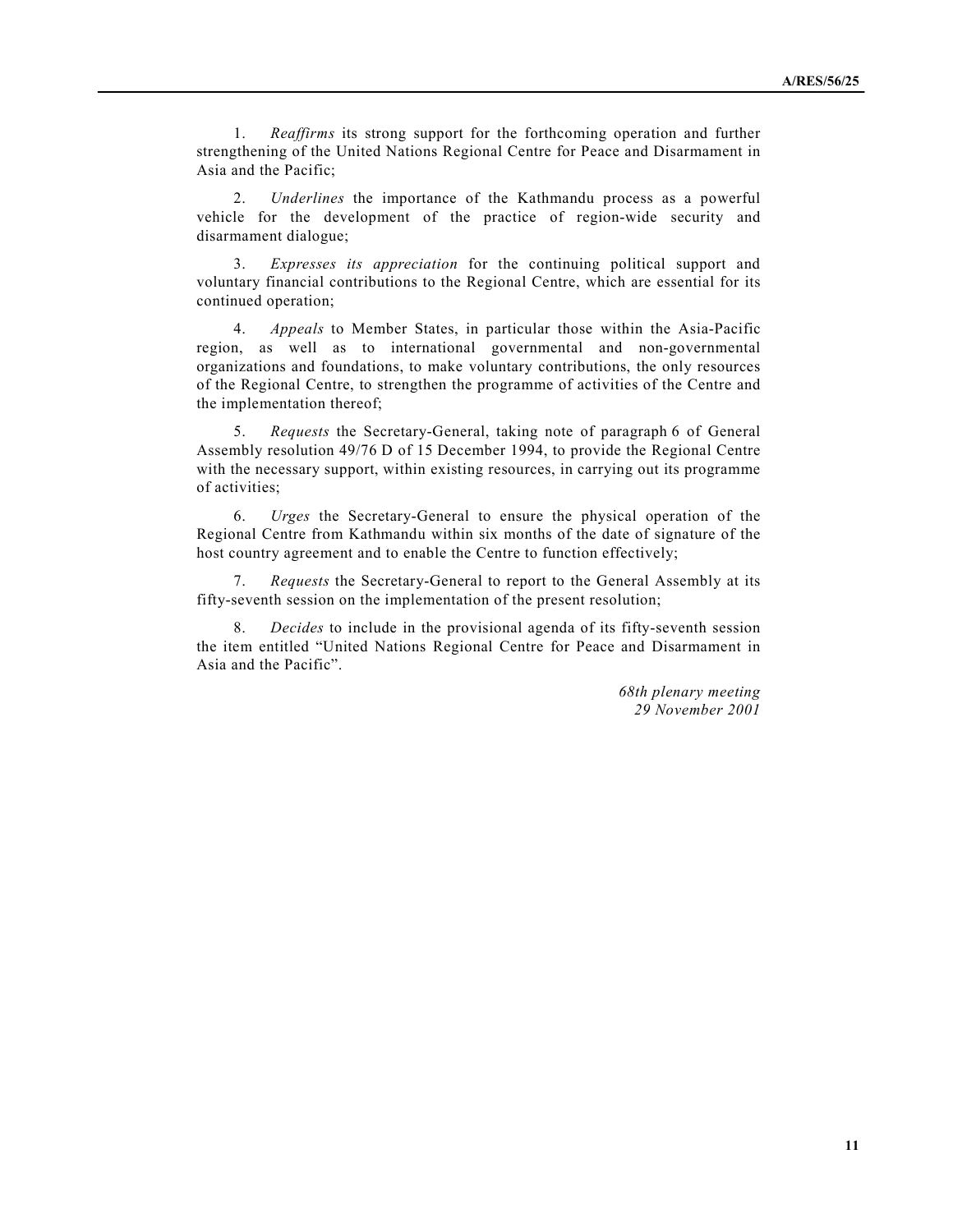1. *Reaffirms* its strong support for the forthcoming operation and further strengthening of the United Nations Regional Centre for Peace and Disarmament in Asia and the Pacific;

2. *Underlines* the importance of the Kathmandu process as a powerful vehicle for the development of the practice of region-wide security and disarmament dialogue;

3. *Expresses its appreciation* for the continuing political support and voluntary financial contributions to the Regional Centre, which are essential for its continued operation;

4. *Appeals* to Member States, in particular those within the Asia-Pacific region, as well as to international governmental and non-governmental organizations and foundations, to make voluntary contributions, the only resources of the Regional Centre, to strengthen the programme of activities of the Centre and the implementation thereof;

5. *Requests* the Secretary-General, taking note of paragraph 6 of General Assembly resolution 49/76 D of 15 December 1994, to provide the Regional Centre with the necessary support, within existing resources, in carrying out its programme of activities;

6. *Urges* the Secretary-General to ensure the physical operation of the Regional Centre from Kathmandu within six months of the date of signature of the host country agreement and to enable the Centre to function effectively;

7. *Requests* the Secretary-General to report to the General Assembly at its fifty-seventh session on the implementation of the present resolution;

8. *Decides* to include in the provisional agenda of its fifty-seventh session the item entitled "United Nations Regional Centre for Peace and Disarmament in Asia and the Pacific".

*68th plenary meeting*
*29 November 2001*